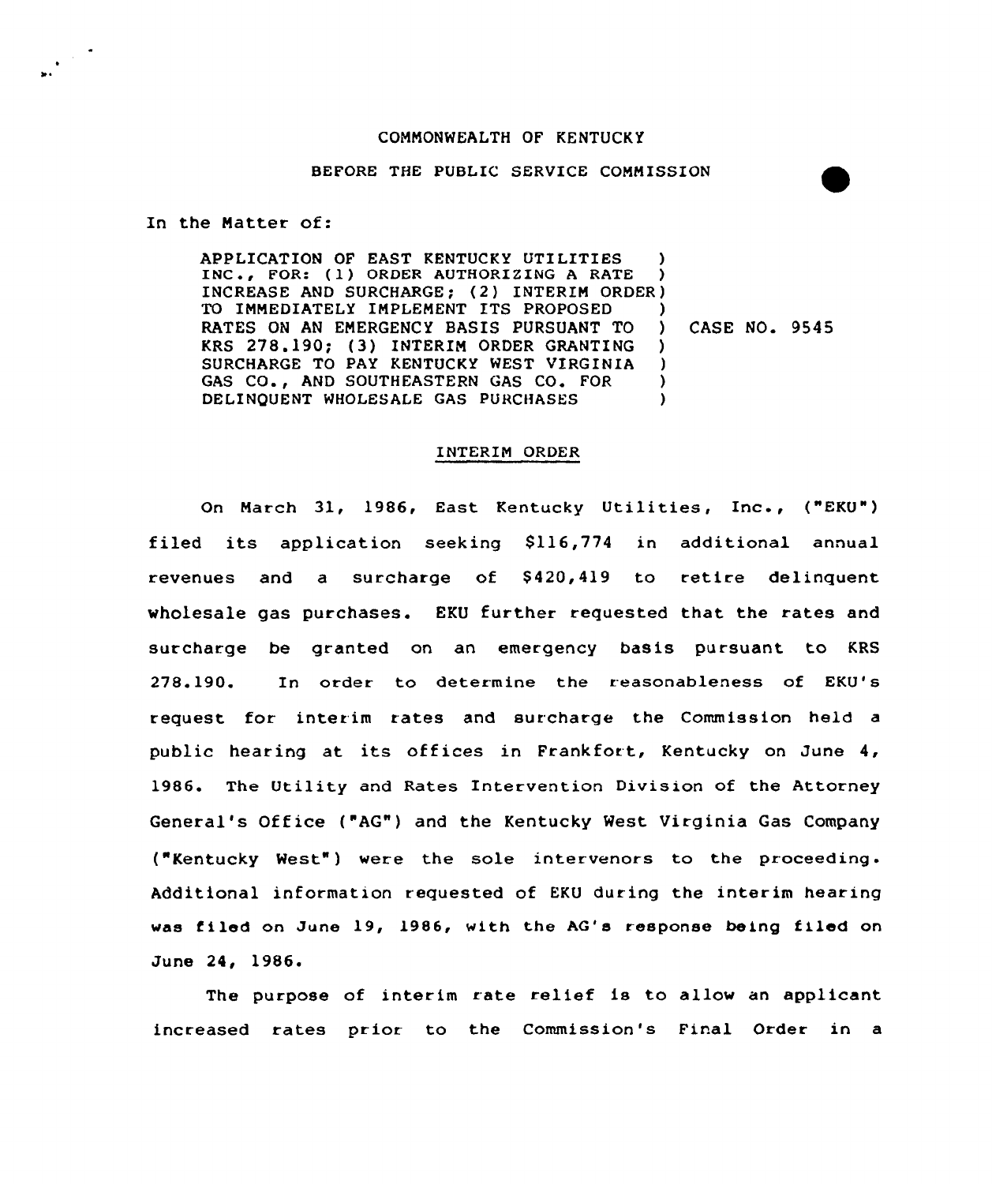COMMONWEALTH OF KENTUCKY

BEFORE THE PUBLIC SERVICE COMMISSION

In the Matter of:

| | |
|---|---|
| APPLICATION OF EAST KENTUCKY UTILITIES INC., FOR: (1) ORDER AUTHORIZING A RATE INCREASE AND SURCHARGE; (2) INTERIM ORDER TO IMMEDIATELY IMPLEMENT ITS PROPOSED RATES ON AN EMERGENCY BASIS PURSUANT TO KRS 278.190; (3) INTERIM ORDER GRANTING SURCHARGE TO PAY KENTUCKY WEST VIRGINIA GAS CO., AND SOUTHEASTERN GAS CO. FOR DELINQUENT WHOLESALE GAS PURCHASES | CASE NO. 9545 |

INTERIM ORDER

On March 31, 1986, East Kentucky Utilities, Inc., ("EKU") filed its application seeking $116,774 in additional annual revenues and a surcharge of $420,419 to retire delinquent wholesale gas purchases. EKU further requested that the rates and surcharge be granted on an emergency basis pursuant to KRS 278.190. In order to determine the reasonableness of EKU's request for interim rates and surcharge the Commission held a public hearing at its offices in Frankfort, Kentucky on June 4, 1986. The Utility and Rates Intervention Division of the Attorney General's Office ("AG") and the Kentucky West Virginia Gas Company ("Kentucky West") were the sole intervenors to the proceeding. Additional information requested of EKU during the interim hearing was filed on June 19, 1986, with the AG's response being filed on June 24, 1986.

The purpose of interim rate relief is to allow an applicant increased rates prior to the Commission's Final Order in a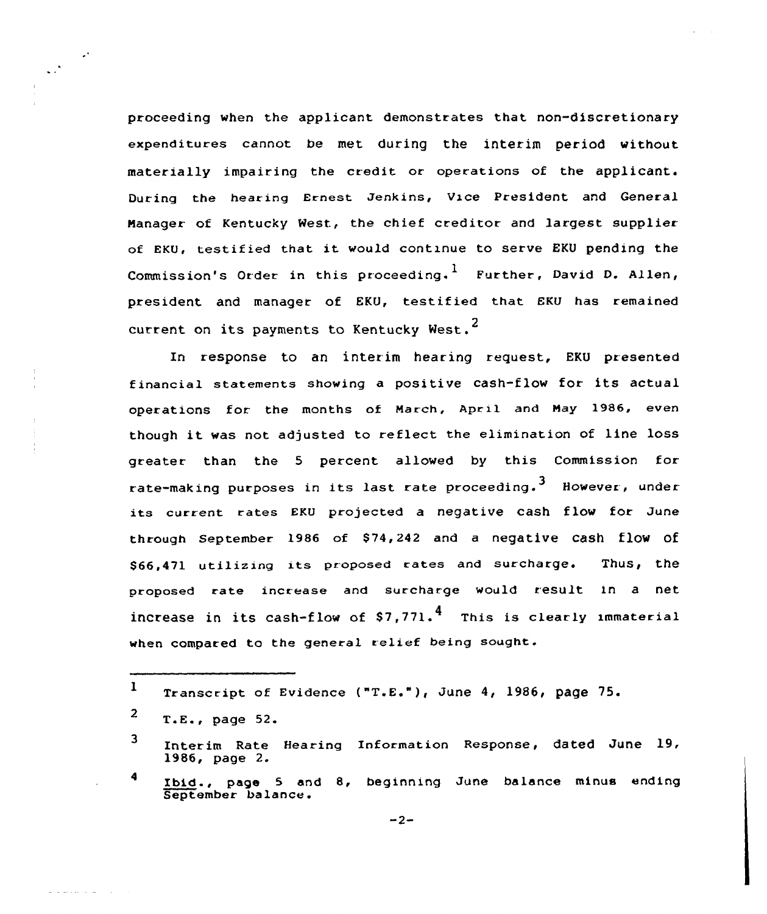proceeding when the applicant demonstrates that non-discretionary expenditures cannot be met during the interim period without materially impairing the credit or operations of the applicant. During the hearing Ernest Jenkins, Vice President and General Manager of Kentucky West, the chief creditor and largest supplier of EKU, testified that it would continue to serve EKU pending the Commission's Order in this proceeding.[1] Further, David D. Allen, president and manager of EKU, testified that EKU has remained current on its payments to Kentucky West.[2]

In response to an interim hearing request, EKU presented financial statements showing a positive cash-flow for its actual operations for the months of March, April and May 1986, even though it was not adjusted to reflect the elimination of line loss greater than the 5 percent allowed by this Commission for rate-making purposes in its last rate proceeding.[3] However, under its current rates EKU projected a negative cash flow for June through September 1986 of $74,242 and a negative cash flow of $66,471 utilizing its proposed rates and surcharge. Thus, the proposed rate increase and surcharge would result in a net increase in its cash-flow of $7,771.[4] This is clearly immaterial when compared to the general relief being sought.

---

[1] Transcript of Evidence ("T.E."), June 4, 1986, page 75.

[2] T.E., page 52.

[3] Interim Rate Hearing Information Response, dated June 19, 1986, page 2.

[4] Ibid., page 5 and 8, beginning June balance minus ending September balance.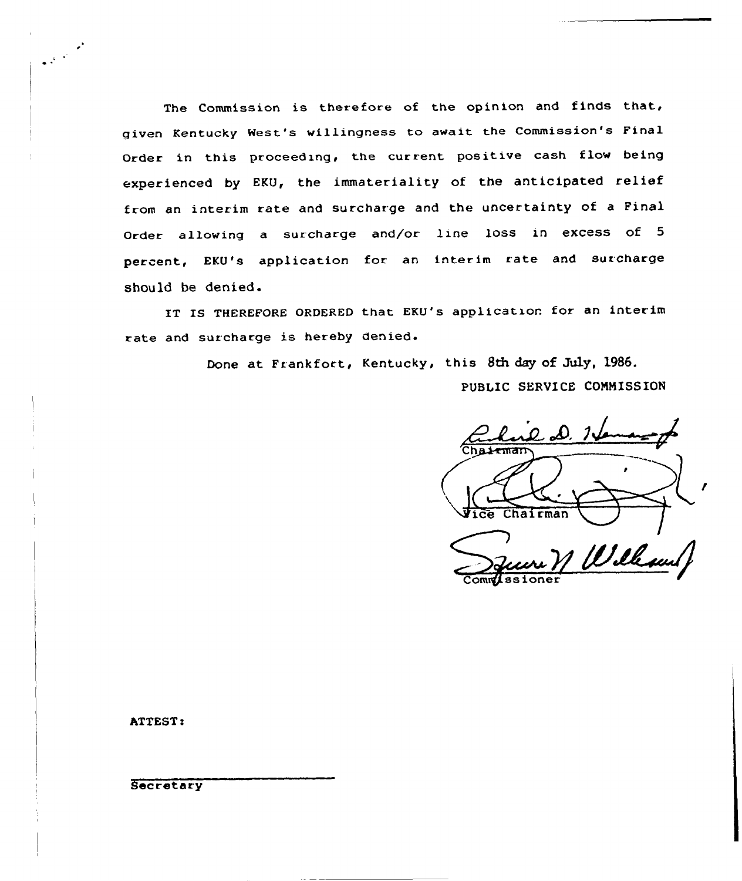The Commission is therefore of the opinion and finds that, given Kentucky West's willingness to await the Commission's Final Order in this proceeding, the current positive cash flow being experienced by EKU, the immateriality of the anticipated relief from an interim rate and surcharge and the uncertainty of a Final Order allowing a surcharge and/or line loss in excess of 5 percent, EKU's application for an interim rate and surcharge should be denied.

IT IS THEREFORE ORDERED that EKU's application for an interim rate and surcharge is hereby denied.

Done at Frankfort, Kentucky, this 8th day of July, 1986.

PUBLIC SERVICE COMMISSION

Chairman

Vice Chairman

Commissioner

ATTEST:

Secretary